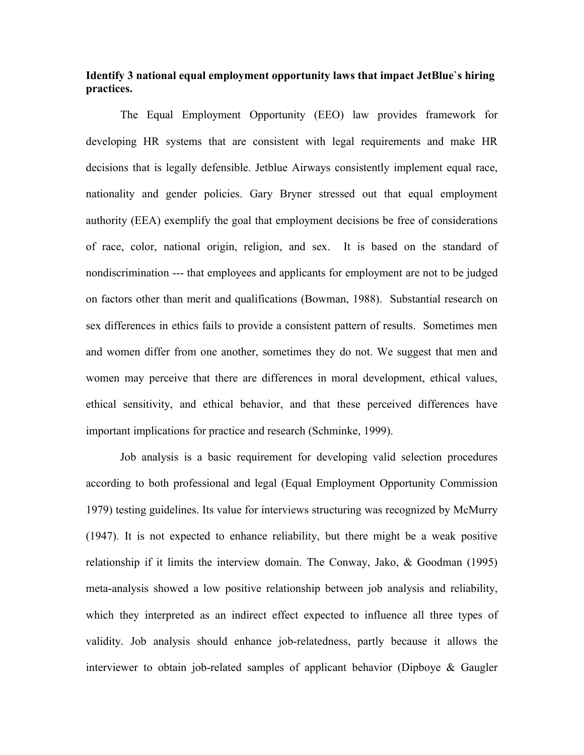**Identify 3 national equal employment opportunity laws that impact JetBlue`s hiring practices.**

The Equal Employment Opportunity (EEO) law provides framework for developing HR systems that are consistent with legal requirements and make HR decisions that is legally defensible. Jetblue Airways consistently implement equal race, nationality and gender policies. Gary Bryner stressed out that equal employment authority (EEA) exemplify the goal that employment decisions be free of considerations of race, color, national origin, religion, and sex. It is based on the standard of nondiscrimination --- that employees and applicants for employment are not to be judged on factors other than merit and qualifications (Bowman, 1988). Substantial research on sex differences in ethics fails to provide a consistent pattern of results. Sometimes men and women differ from one another, sometimes they do not. We suggest that men and women may perceive that there are differences in moral development, ethical values, ethical sensitivity, and ethical behavior, and that these perceived differences have important implications for practice and research (Schminke, 1999).

Job analysis is a basic requirement for developing valid selection procedures according to both professional and legal (Equal Employment Opportunity Commission 1979) testing guidelines. Its value for interviews structuring was recognized by McMurry (1947). It is not expected to enhance reliability, but there might be a weak positive relationship if it limits the interview domain. The Conway, Jako, & Goodman (1995) meta-analysis showed a low positive relationship between job analysis and reliability, which they interpreted as an indirect effect expected to influence all three types of validity. Job analysis should enhance job-relatedness, partly because it allows the interviewer to obtain job-related samples of applicant behavior (Dipboye & Gaugler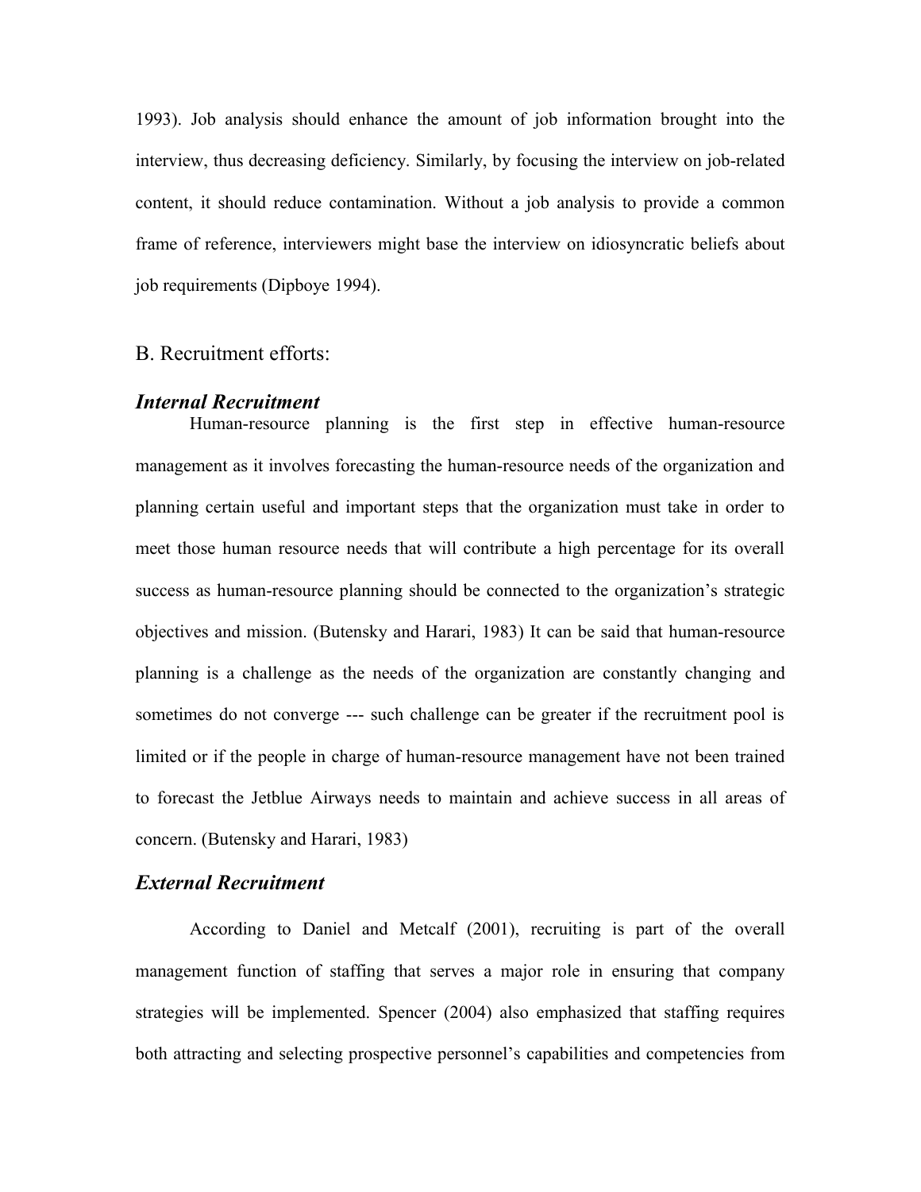1993). Job analysis should enhance the amount of job information brought into the interview, thus decreasing deficiency. Similarly, by focusing the interview on job-related content, it should reduce contamination. Without a job analysis to provide a common frame of reference, interviewers might base the interview on idiosyncratic beliefs about job requirements (Dipboye 1994).

## B. Recruitment efforts:

### *Internal Recruitment*

Human-resource planning is the first step in effective human-resource management as it involves forecasting the human-resource needs of the organization and planning certain useful and important steps that the organization must take in order to meet those human resource needs that will contribute a high percentage for its overall success as human-resource planning should be connected to the organization's strategic objectives and mission. (Butensky and Harari, 1983) It can be said that human-resource planning is a challenge as the needs of the organization are constantly changing and sometimes do not converge --- such challenge can be greater if the recruitment pool is limited or if the people in charge of human-resource management have not been trained to forecast the Jetblue Airways needs to maintain and achieve success in all areas of concern. (Butensky and Harari, 1983)

### *External Recruitment*

According to Daniel and Metcalf (2001), recruiting is part of the overall management function of staffing that serves a major role in ensuring that company strategies will be implemented. Spencer (2004) also emphasized that staffing requires both attracting and selecting prospective personnel's capabilities and competencies from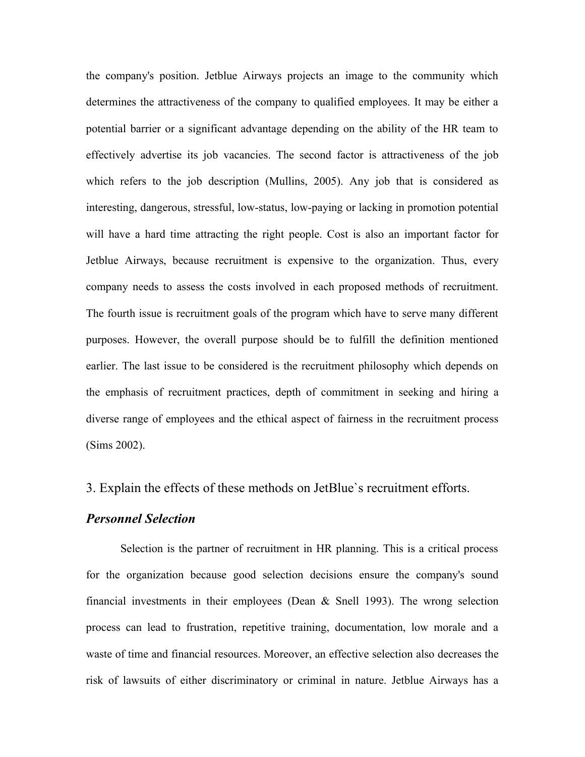the company's position. Jetblue Airways projects an image to the community which determines the attractiveness of the company to qualified employees. It may be either a potential barrier or a significant advantage depending on the ability of the HR team to effectively advertise its job vacancies. The second factor is attractiveness of the job which refers to the job description (Mullins, 2005). Any job that is considered as interesting, dangerous, stressful, low-status, low-paying or lacking in promotion potential will have a hard time attracting the right people. Cost is also an important factor for Jetblue Airways, because recruitment is expensive to the organization. Thus, every company needs to assess the costs involved in each proposed methods of recruitment. The fourth issue is recruitment goals of the program which have to serve many different purposes. However, the overall purpose should be to fulfill the definition mentioned earlier. The last issue to be considered is the recruitment philosophy which depends on the emphasis of recruitment practices, depth of commitment in seeking and hiring a diverse range of employees and the ethical aspect of fairness in the recruitment process (Sims 2002).

## 3. Explain the effects of these methods on JetBlue`s recruitment efforts.

### ***Personnel Selection***

Selection is the partner of recruitment in HR planning. This is a critical process for the organization because good selection decisions ensure the company's sound financial investments in their employees (Dean & Snell 1993). The wrong selection process can lead to frustration, repetitive training, documentation, low morale and a waste of time and financial resources. Moreover, an effective selection also decreases the risk of lawsuits of either discriminatory or criminal in nature. Jetblue Airways has a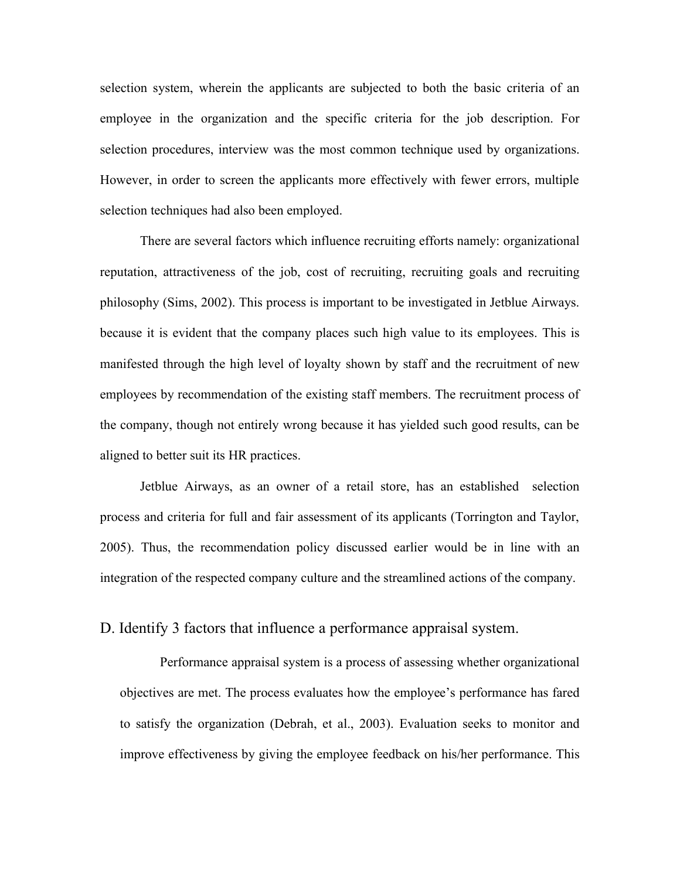selection system, wherein the applicants are subjected to both the basic criteria of an employee in the organization and the specific criteria for the job description. For selection procedures, interview was the most common technique used by organizations. However, in order to screen the applicants more effectively with fewer errors, multiple selection techniques had also been employed.

There are several factors which influence recruiting efforts namely: organizational reputation, attractiveness of the job, cost of recruiting, recruiting goals and recruiting philosophy (Sims, 2002). This process is important to be investigated in Jetblue Airways. because it is evident that the company places such high value to its employees. This is manifested through the high level of loyalty shown by staff and the recruitment of new employees by recommendation of the existing staff members. The recruitment process of the company, though not entirely wrong because it has yielded such good results, can be aligned to better suit its HR practices.

Jetblue Airways, as an owner of a retail store, has an established selection process and criteria for full and fair assessment of its applicants (Torrington and Taylor, 2005). Thus, the recommendation policy discussed earlier would be in line with an integration of the respected company culture and the streamlined actions of the company.

## D. Identify 3 factors that influence a performance appraisal system.

Performance appraisal system is a process of assessing whether organizational objectives are met. The process evaluates how the employee's performance has fared to satisfy the organization (Debrah, et al., 2003). Evaluation seeks to monitor and improve effectiveness by giving the employee feedback on his/her performance. This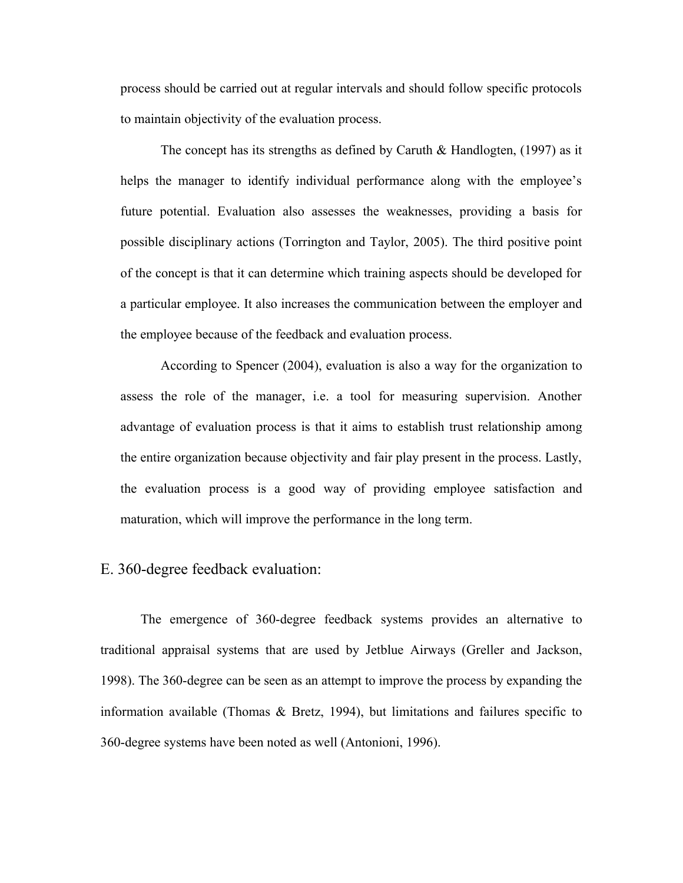process should be carried out at regular intervals and should follow specific protocols to maintain objectivity of the evaluation process.

The concept has its strengths as defined by Caruth & Handlogten, (1997) as it helps the manager to identify individual performance along with the employee's future potential. Evaluation also assesses the weaknesses, providing a basis for possible disciplinary actions (Torrington and Taylor, 2005). The third positive point of the concept is that it can determine which training aspects should be developed for a particular employee. It also increases the communication between the employer and the employee because of the feedback and evaluation process.

According to Spencer (2004), evaluation is also a way for the organization to assess the role of the manager, i.e. a tool for measuring supervision. Another advantage of evaluation process is that it aims to establish trust relationship among the entire organization because objectivity and fair play present in the process. Lastly, the evaluation process is a good way of providing employee satisfaction and maturation, which will improve the performance in the long term.

## E. 360-degree feedback evaluation:

The emergence of 360-degree feedback systems provides an alternative to traditional appraisal systems that are used by Jetblue Airways (Greller and Jackson, 1998). The 360-degree can be seen as an attempt to improve the process by expanding the information available (Thomas & Bretz, 1994), but limitations and failures specific to 360-degree systems have been noted as well (Antonioni, 1996).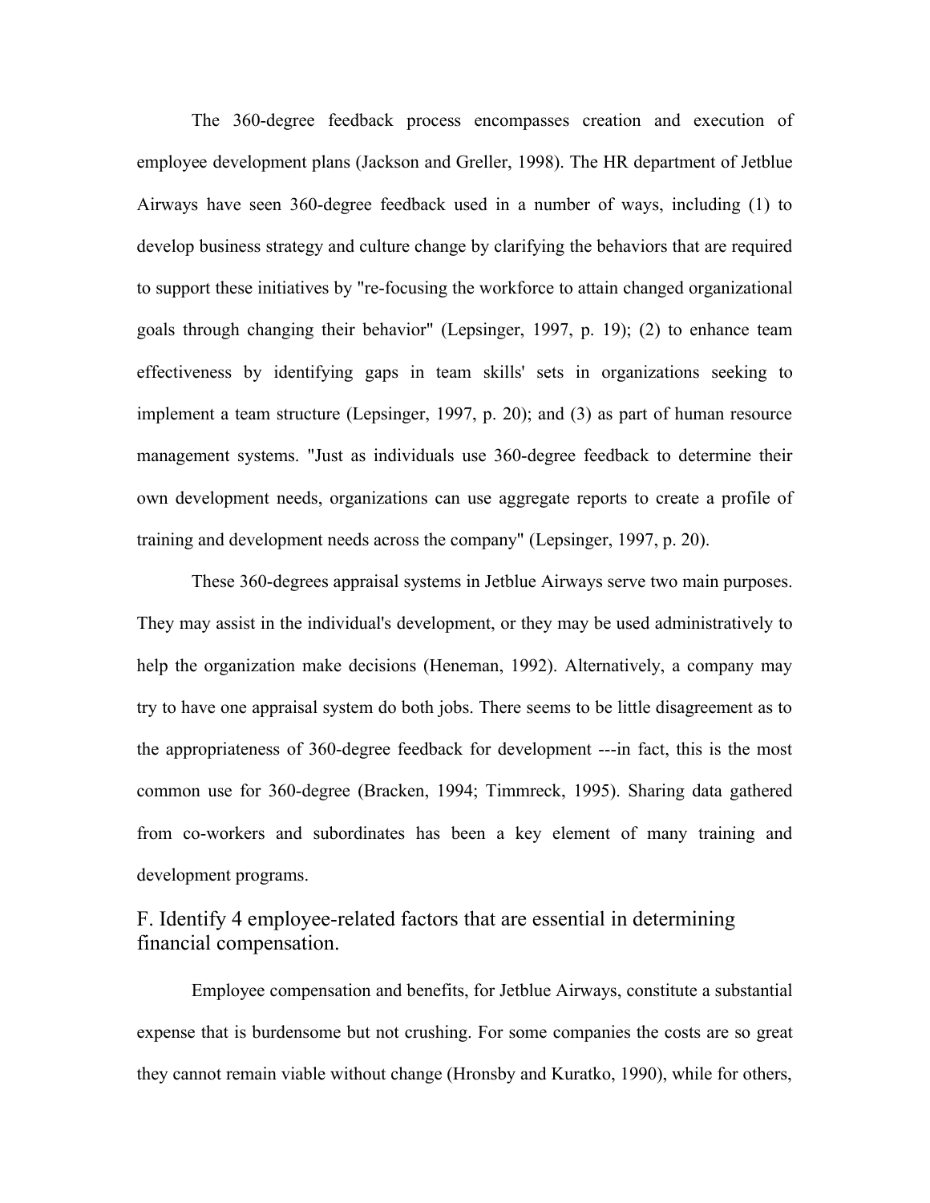The 360-degree feedback process encompasses creation and execution of employee development plans (Jackson and Greller, 1998). The HR department of Jetblue Airways have seen 360-degree feedback used in a number of ways, including (1) to develop business strategy and culture change by clarifying the behaviors that are required to support these initiatives by "re-focusing the workforce to attain changed organizational goals through changing their behavior" (Lepsinger, 1997, p. 19); (2) to enhance team effectiveness by identifying gaps in team skills' sets in organizations seeking to implement a team structure (Lepsinger, 1997, p. 20); and (3) as part of human resource management systems. "Just as individuals use 360-degree feedback to determine their own development needs, organizations can use aggregate reports to create a profile of training and development needs across the company" (Lepsinger, 1997, p. 20).

These 360-degrees appraisal systems in Jetblue Airways serve two main purposes. They may assist in the individual's development, or they may be used administratively to help the organization make decisions (Heneman, 1992). Alternatively, a company may try to have one appraisal system do both jobs. There seems to be little disagreement as to the appropriateness of 360-degree feedback for development ---in fact, this is the most common use for 360-degree (Bracken, 1994; Timmreck, 1995). Sharing data gathered from co-workers and subordinates has been a key element of many training and development programs.

## F. Identify 4 employee-related factors that are essential in determining financial compensation.

Employee compensation and benefits, for Jetblue Airways, constitute a substantial expense that is burdensome but not crushing. For some companies the costs are so great they cannot remain viable without change (Hronsby and Kuratko, 1990), while for others,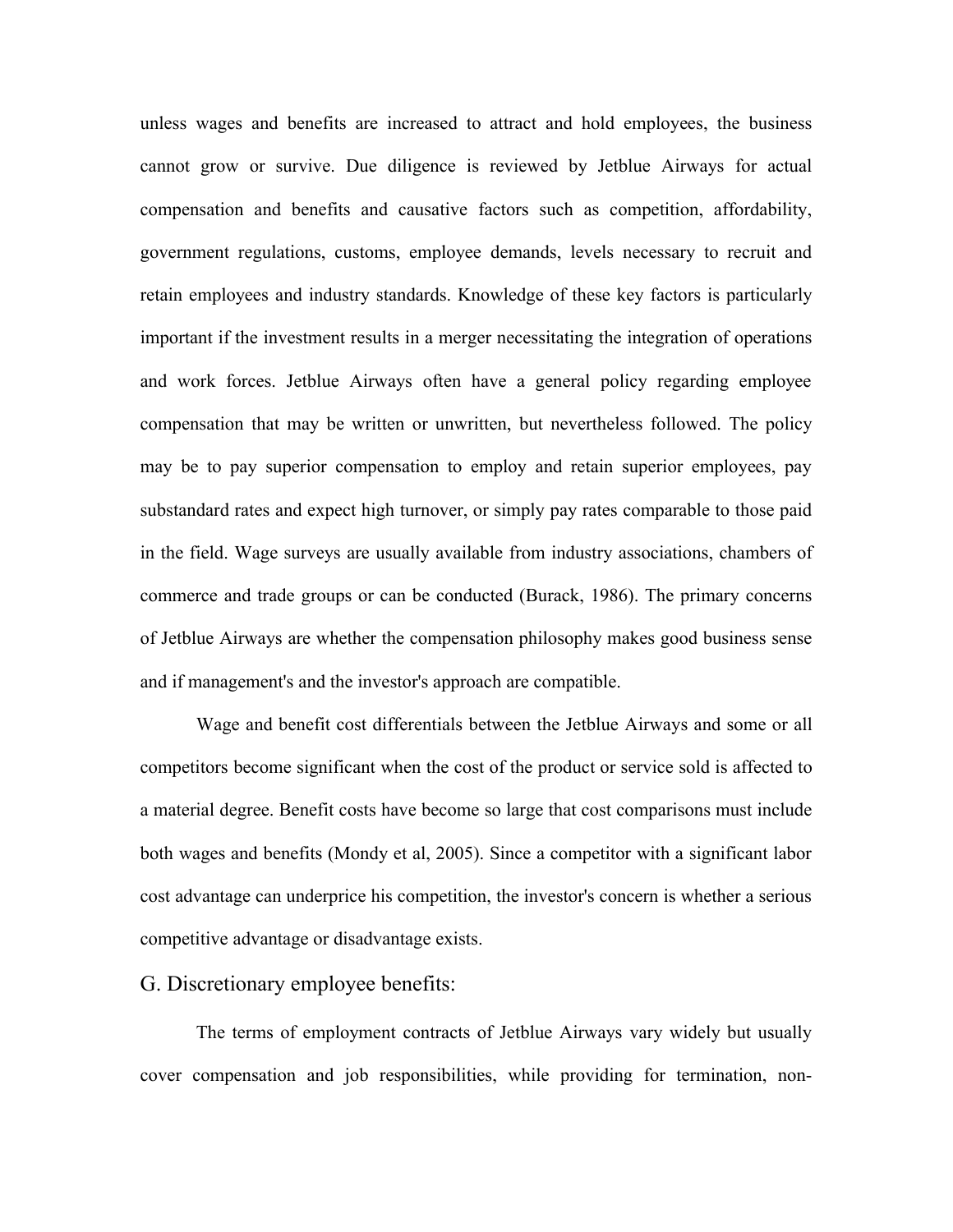unless wages and benefits are increased to attract and hold employees, the business cannot grow or survive. Due diligence is reviewed by Jetblue Airways for actual compensation and benefits and causative factors such as competition, affordability, government regulations, customs, employee demands, levels necessary to recruit and retain employees and industry standards. Knowledge of these key factors is particularly important if the investment results in a merger necessitating the integration of operations and work forces. Jetblue Airways often have a general policy regarding employee compensation that may be written or unwritten, but nevertheless followed. The policy may be to pay superior compensation to employ and retain superior employees, pay substandard rates and expect high turnover, or simply pay rates comparable to those paid in the field. Wage surveys are usually available from industry associations, chambers of commerce and trade groups or can be conducted (Burack, 1986). The primary concerns of Jetblue Airways are whether the compensation philosophy makes good business sense and if management's and the investor's approach are compatible.

Wage and benefit cost differentials between the Jetblue Airways and some or all competitors become significant when the cost of the product or service sold is affected to a material degree. Benefit costs have become so large that cost comparisons must include both wages and benefits (Mondy et al, 2005). Since a competitor with a significant labor cost advantage can underprice his competition, the investor's concern is whether a serious competitive advantage or disadvantage exists.

## G. Discretionary employee benefits:

The terms of employment contracts of Jetblue Airways vary widely but usually cover compensation and job responsibilities, while providing for termination, non-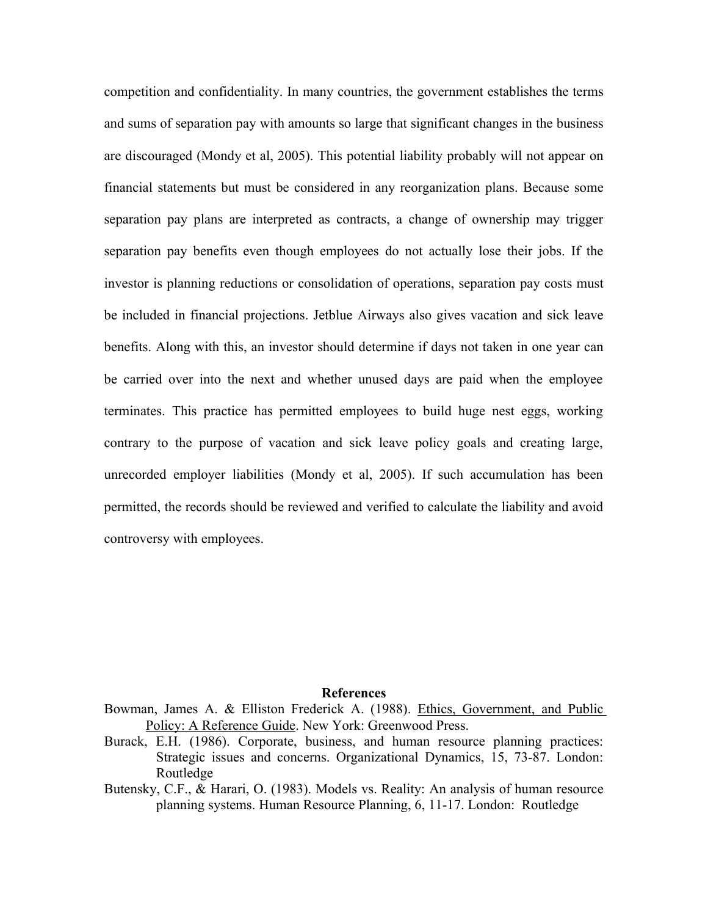competition and confidentiality. In many countries, the government establishes the terms and sums of separation pay with amounts so large that significant changes in the business are discouraged (Mondy et al, 2005). This potential liability probably will not appear on financial statements but must be considered in any reorganization plans. Because some separation pay plans are interpreted as contracts, a change of ownership may trigger separation pay benefits even though employees do not actually lose their jobs. If the investor is planning reductions or consolidation of operations, separation pay costs must be included in financial projections. Jetblue Airways also gives vacation and sick leave benefits. Along with this, an investor should determine if days not taken in one year can be carried over into the next and whether unused days are paid when the employee terminates. This practice has permitted employees to build huge nest eggs, working contrary to the purpose of vacation and sick leave policy goals and creating large, unrecorded employer liabilities (Mondy et al, 2005). If such accumulation has been permitted, the records should be reviewed and verified to calculate the liability and avoid controversy with employees.

**References**

Bowman, James A. & Elliston Frederick A. (1988). Ethics, Government, and Public Policy: A Reference Guide. New York: Greenwood Press.

Burack, E.H. (1986). Corporate, business, and human resource planning practices: Strategic issues and concerns. Organizational Dynamics, 15, 73-87. London: Routledge

Butensky, C.F., & Harari, O. (1983). Models vs. Reality: An analysis of human resource planning systems. Human Resource Planning, 6, 11-17. London: Routledge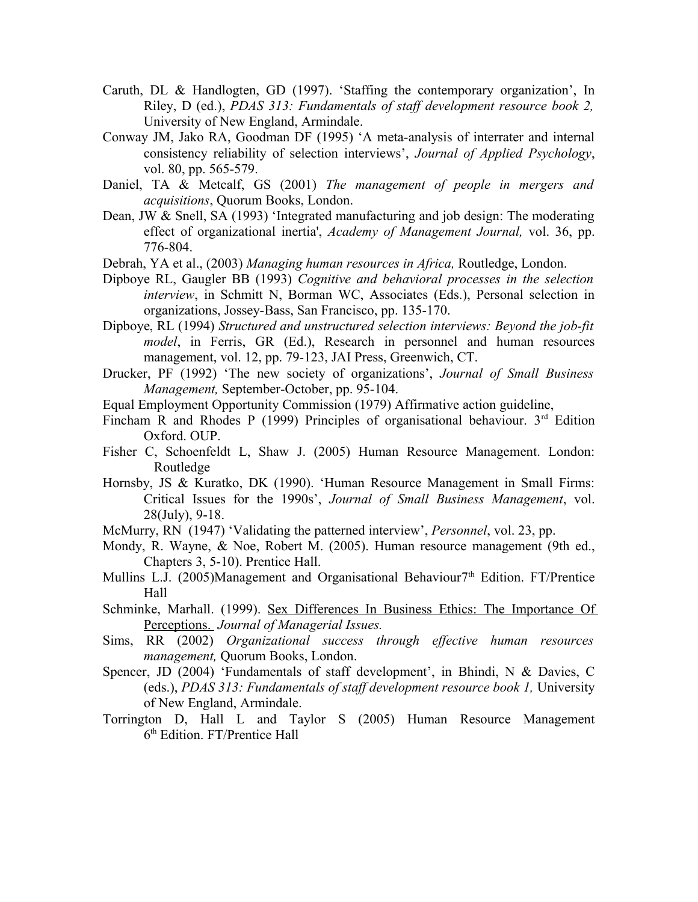Caruth, DL & Handlogten, GD (1997). 'Staffing the contemporary organization', In Riley, D (ed.), *PDAS 313: Fundamentals of staff development resource book 2,* University of New England, Armindale.

Conway JM, Jako RA, Goodman DF (1995) 'A meta-analysis of interrater and internal consistency reliability of selection interviews', *Journal of Applied Psychology*, vol. 80, pp. 565-579.

Daniel, TA & Metcalf, GS (2001) *The management of people in mergers and acquisitions*, Quorum Books, London.

Dean, JW & Snell, SA (1993) 'Integrated manufacturing and job design: The moderating effect of organizational inertia', *Academy of Management Journal,* vol. 36, pp. 776-804.

Debrah, YA et al., (2003) *Managing human resources in Africa,* Routledge, London.

Dipboye RL, Gaugler BB (1993) *Cognitive and behavioral processes in the selection interview*, in Schmitt N, Borman WC, Associates (Eds.), Personal selection in organizations, Jossey-Bass, San Francisco, pp. 135-170.

Dipboye, RL (1994) *Structured and unstructured selection interviews: Beyond the job-fit model*, in Ferris, GR (Ed.), Research in personnel and human resources management, vol. 12, pp. 79-123, JAI Press, Greenwich, CT.

Drucker, PF (1992) 'The new society of organizations', *Journal of Small Business Management,* September-October, pp. 95-104.

Equal Employment Opportunity Commission (1979) Affirmative action guideline,

Fincham R and Rhodes P (1999) Principles of organisational behaviour. 3rd Edition Oxford. OUP.

Fisher C, Schoenfeldt L, Shaw J. (2005) Human Resource Management. London: Routledge

Hornsby, JS & Kuratko, DK (1990). 'Human Resource Management in Small Firms: Critical Issues for the 1990s', *Journal of Small Business Management*, vol. 28(July), 9-18.

McMurry, RN (1947) 'Validating the patterned interview', *Personnel*, vol. 23, pp.

Mondy, R. Wayne, & Noe, Robert M. (2005). Human resource management (9th ed., Chapters 3, 5-10). Prentice Hall.

Mullins L.J. (2005)Management and Organisational Behaviour7th Edition. FT/Prentice Hall

Schminke, Marhall. (1999). Sex Differences In Business Ethics: The Importance Of Perceptions. *Journal of Managerial Issues.*

Sims, RR (2002) *Organizational success through effective human resources management,* Quorum Books, London.

Spencer, JD (2004) 'Fundamentals of staff development', in Bhindi, N & Davies, C (eds.), *PDAS 313: Fundamentals of staff development resource book 1,* University of New England, Armindale.

Torrington D, Hall L and Taylor S (2005) Human Resource Management 6th Edition. FT/Prentice Hall